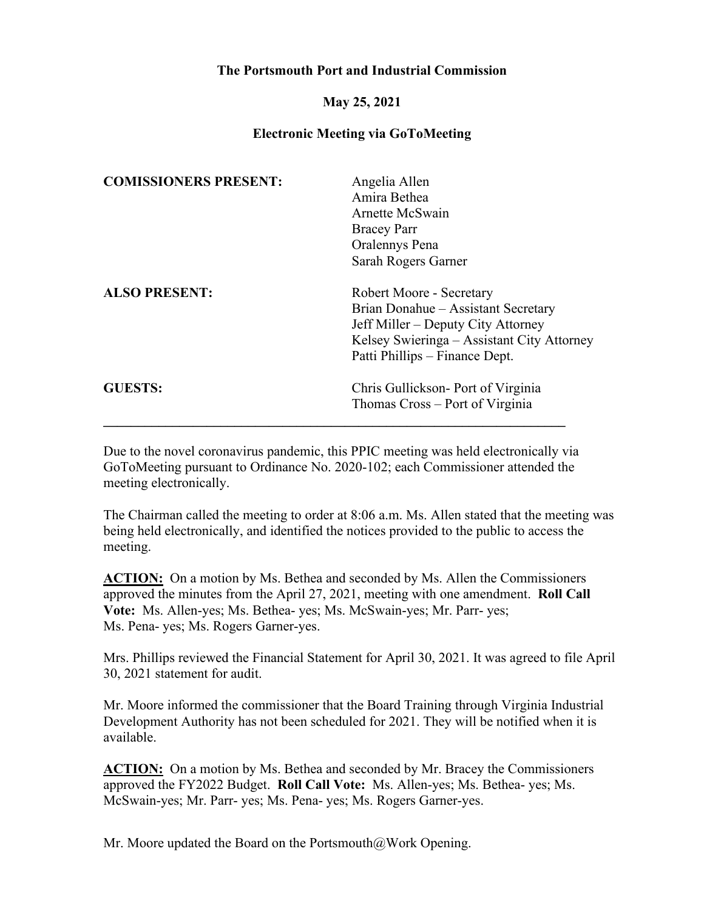**The Portsmouth Port and Industrial Commission**

**May 25, 2021**

**Electronic Meeting via GoToMeeting**

| | |
|---|---|
| **COMISSIONERS PRESENT:** | Angelia Allen<br>Amira Bethea<br>Arnette McSwain<br>Bracey Parr<br>Oralennys Pena<br>Sarah Rogers Garner |
| **ALSO PRESENT:** | Robert Moore - Secretary<br>Brian Donahue – Assistant Secretary<br>Jeff Miller – Deputy City Attorney<br>Kelsey Swieringa – Assistant City Attorney<br>Patti Phillips – Finance Dept. |
| **GUESTS:** | Chris Gullickson- Port of Virginia<br>Thomas Cross – Port of Virginia |

---

Due to the novel coronavirus pandemic, this PPIC meeting was held electronically via GoToMeeting pursuant to Ordinance No. 2020-102; each Commissioner attended the meeting electronically.

The Chairman called the meeting to order at 8:06 a.m. Ms. Allen stated that the meeting was being held electronically, and identified the notices provided to the public to access the meeting.

**ACTION:** On a motion by Ms. Bethea and seconded by Ms. Allen the Commissioners approved the minutes from the April 27, 2021, meeting with one amendment. **Roll Call Vote:** Ms. Allen-yes; Ms. Bethea- yes; Ms. McSwain-yes; Mr. Parr- yes; Ms. Pena- yes; Ms. Rogers Garner-yes.

Mrs. Phillips reviewed the Financial Statement for April 30, 2021. It was agreed to file April 30, 2021 statement for audit.

Mr. Moore informed the commissioner that the Board Training through Virginia Industrial Development Authority has not been scheduled for 2021. They will be notified when it is available.

**ACTION:** On a motion by Ms. Bethea and seconded by Mr. Bracey the Commissioners approved the FY2022 Budget. **Roll Call Vote:** Ms. Allen-yes; Ms. Bethea- yes; Ms. McSwain-yes; Mr. Parr- yes; Ms. Pena- yes; Ms. Rogers Garner-yes.

Mr. Moore updated the Board on the Portsmouth@Work Opening.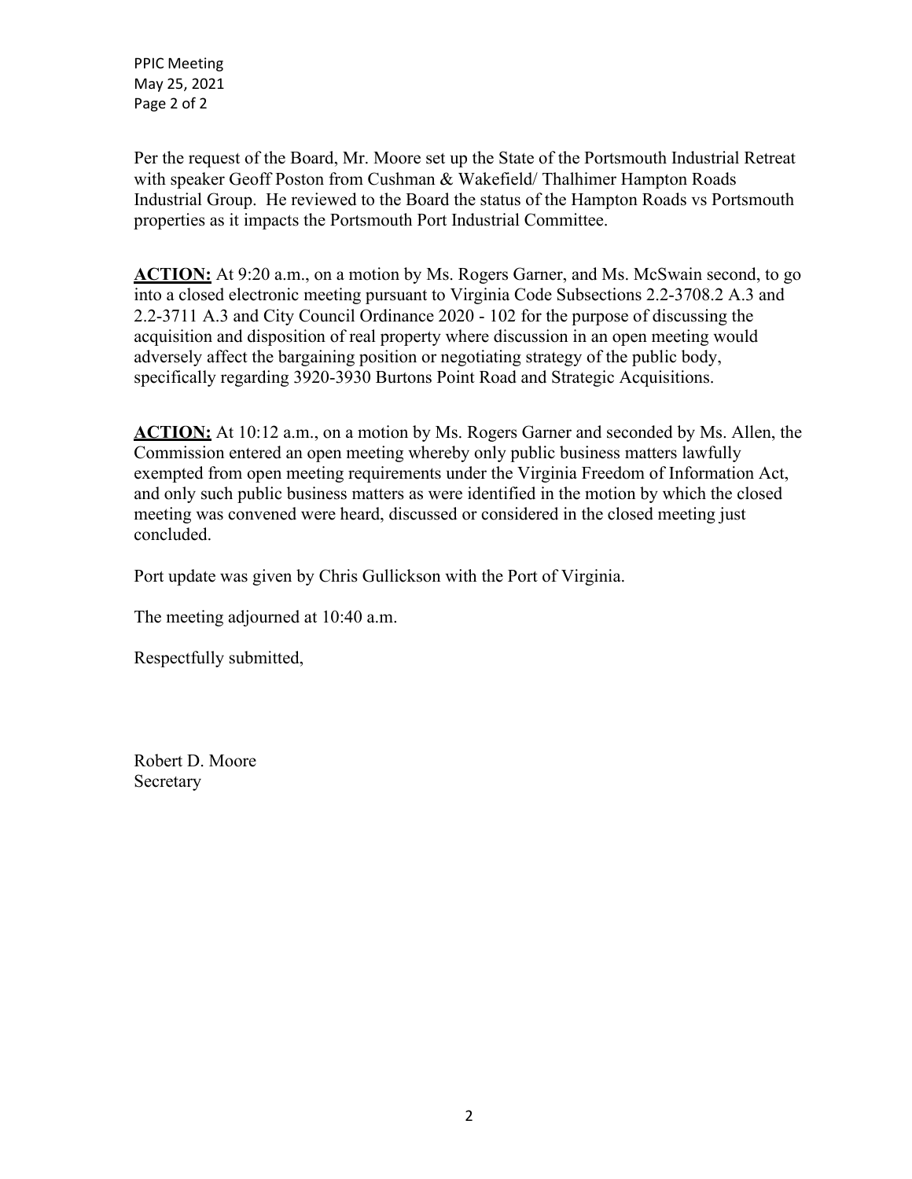Per the request of the Board, Mr. Moore set up the State of the Portsmouth Industrial Retreat with speaker Geoff Poston from Cushman & Wakefield/ Thalhimer Hampton Roads Industrial Group. He reviewed to the Board the status of the Hampton Roads vs Portsmouth properties as it impacts the Portsmouth Port Industrial Committee.

**ACTION:** At 9:20 a.m., on a motion by Ms. Rogers Garner, and Ms. McSwain second, to go into a closed electronic meeting pursuant to Virginia Code Subsections 2.2-3708.2 A.3 and 2.2-3711 A.3 and City Council Ordinance 2020 - 102 for the purpose of discussing the acquisition and disposition of real property where discussion in an open meeting would adversely affect the bargaining position or negotiating strategy of the public body, specifically regarding 3920-3930 Burtons Point Road and Strategic Acquisitions.

**ACTION:** At 10:12 a.m., on a motion by Ms. Rogers Garner and seconded by Ms. Allen, the Commission entered an open meeting whereby only public business matters lawfully exempted from open meeting requirements under the Virginia Freedom of Information Act, and only such public business matters as were identified in the motion by which the closed meeting was convened were heard, discussed or considered in the closed meeting just concluded.

Port update was given by Chris Gullickson with the Port of Virginia.

The meeting adjourned at 10:40 a.m.

Respectfully submitted,

Robert D. Moore
Secretary